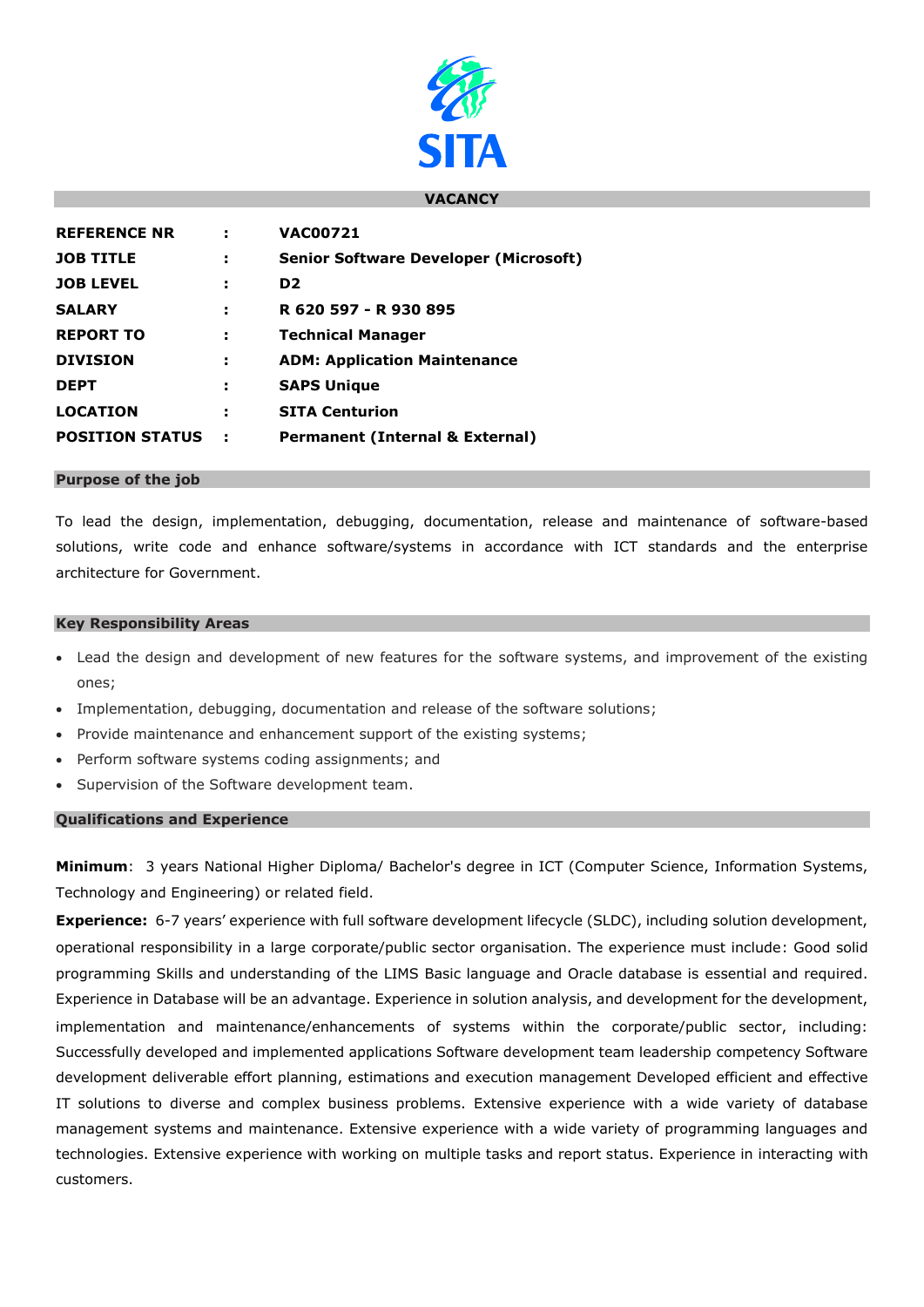SITA

## VACANCY

| | | |
|---|---|---|
| **REFERENCE NR** | : | **VAC00721** |
| **JOB TITLE** | : | **Senior Software Developer (Microsoft)** |
| **JOB LEVEL** | : | **D2** |
| **SALARY** | : | **R 620 597 - R 930 895** |
| **REPORT TO** | : | **Technical Manager** |
| **DIVISION** | : | **ADM: Application Maintenance** |
| **DEPT** | : | **SAPS Unique** |
| **LOCATION** | : | **SITA Centurion** |
| **POSITION STATUS** | : | **Permanent (Internal & External)** |

### Purpose of the job

To lead the design, implementation, debugging, documentation, release and maintenance of software-based solutions, write code and enhance software/systems in accordance with ICT standards and the enterprise architecture for Government.

### Key Responsibility Areas

- Lead the design and development of new features for the software systems, and improvement of the existing ones;
- Implementation, debugging, documentation and release of the software solutions;
- Provide maintenance and enhancement support of the existing systems;
- Perform software systems coding assignments; and
- Supervision of the Software development team.

### Qualifications and Experience

**Minimum**: 3 years National Higher Diploma/ Bachelor's degree in ICT (Computer Science, Information Systems, Technology and Engineering) or related field.

**Experience:** 6-7 years' experience with full software development lifecycle (SLDC), including solution development, operational responsibility in a large corporate/public sector organisation. The experience must include: Good solid programming Skills and understanding of the LIMS Basic language and Oracle database is essential and required. Experience in Database will be an advantage. Experience in solution analysis, and development for the development, implementation and maintenance/enhancements of systems within the corporate/public sector, including: Successfully developed and implemented applications Software development team leadership competency Software development deliverable effort planning, estimations and execution management Developed efficient and effective IT solutions to diverse and complex business problems. Extensive experience with a wide variety of database management systems and maintenance. Extensive experience with a wide variety of programming languages and technologies. Extensive experience with working on multiple tasks and report status. Experience in interacting with customers.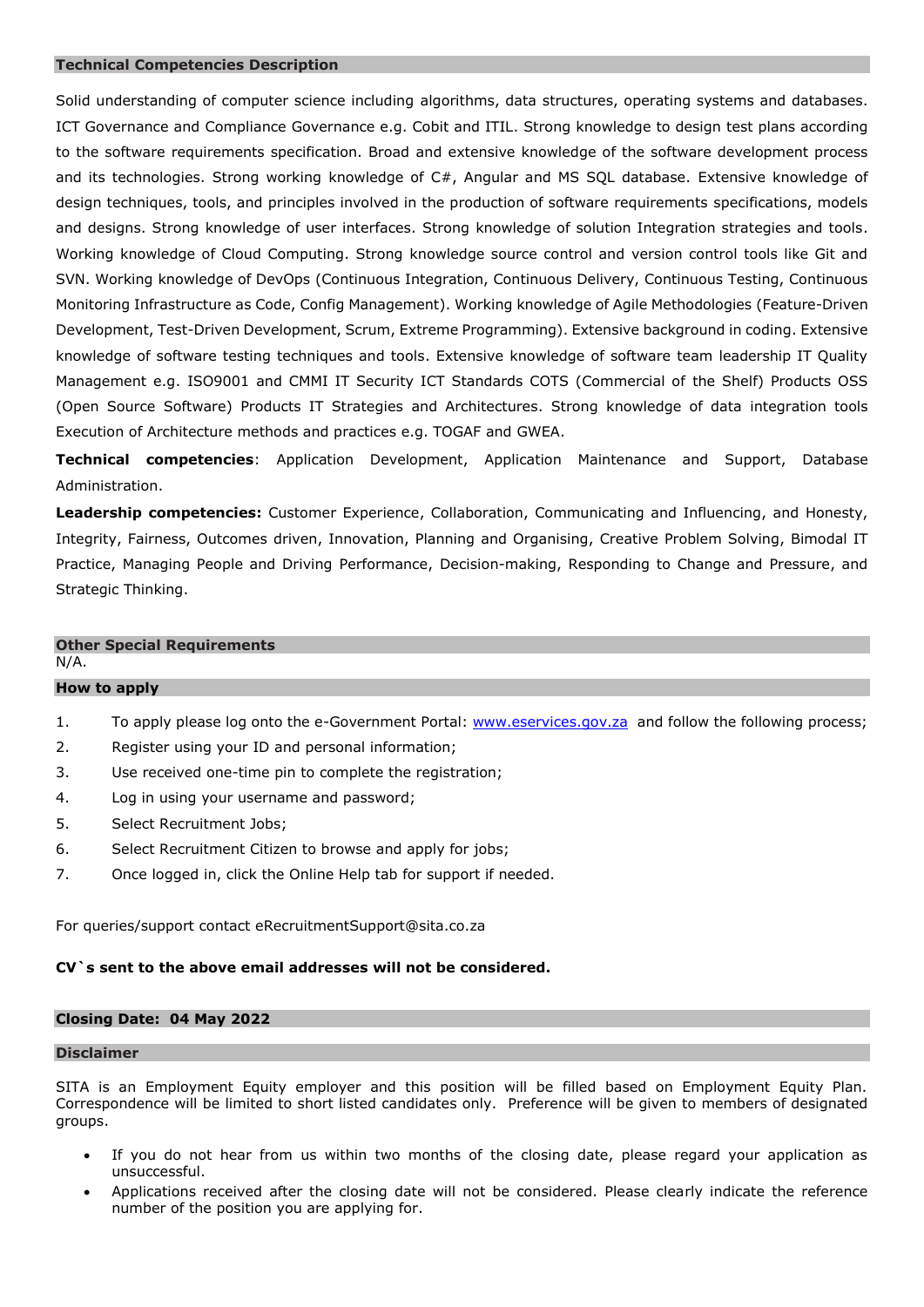## Technical Competencies Description

Solid understanding of computer science including algorithms, data structures, operating systems and databases. ICT Governance and Compliance Governance e.g. Cobit and ITIL. Strong knowledge to design test plans according to the software requirements specification. Broad and extensive knowledge of the software development process and its technologies. Strong working knowledge of C#, Angular and MS SQL database. Extensive knowledge of design techniques, tools, and principles involved in the production of software requirements specifications, models and designs. Strong knowledge of user interfaces. Strong knowledge of solution Integration strategies and tools. Working knowledge of Cloud Computing. Strong knowledge source control and version control tools like Git and SVN. Working knowledge of DevOps (Continuous Integration, Continuous Delivery, Continuous Testing, Continuous Monitoring Infrastructure as Code, Config Management). Working knowledge of Agile Methodologies (Feature-Driven Development, Test-Driven Development, Scrum, Extreme Programming). Extensive background in coding. Extensive knowledge of software testing techniques and tools. Extensive knowledge of software team leadership IT Quality Management e.g. ISO9001 and CMMI IT Security ICT Standards COTS (Commercial of the Shelf) Products OSS (Open Source Software) Products IT Strategies and Architectures. Strong knowledge of data integration tools Execution of Architecture methods and practices e.g. TOGAF and GWEA.

**Technical competencies**: Application Development, Application Maintenance and Support, Database Administration.

**Leadership competencies:** Customer Experience, Collaboration, Communicating and Influencing, and Honesty, Integrity, Fairness, Outcomes driven, Innovation, Planning and Organising, Creative Problem Solving, Bimodal IT Practice, Managing People and Driving Performance, Decision-making, Responding to Change and Pressure, and Strategic Thinking.

## Other Special Requirements

N/A.

## How to apply

1. To apply please log onto the e-Government Portal: www.eservices.gov.za and follow the following process;
2. Register using your ID and personal information;
3. Use received one-time pin to complete the registration;
4. Log in using your username and password;
5. Select Recruitment Jobs;
6. Select Recruitment Citizen to browse and apply for jobs;
7. Once logged in, click the Online Help tab for support if needed.

For queries/support contact eRecruitmentSupport@sita.co.za

**CV`s sent to the above email addresses will not be considered.**

## Closing Date: 04 May 2022

## Disclaimer

SITA is an Employment Equity employer and this position will be filled based on Employment Equity Plan. Correspondence will be limited to short listed candidates only. Preference will be given to members of designated groups.

- If you do not hear from us within two months of the closing date, please regard your application as unsuccessful.
- Applications received after the closing date will not be considered. Please clearly indicate the reference number of the position you are applying for.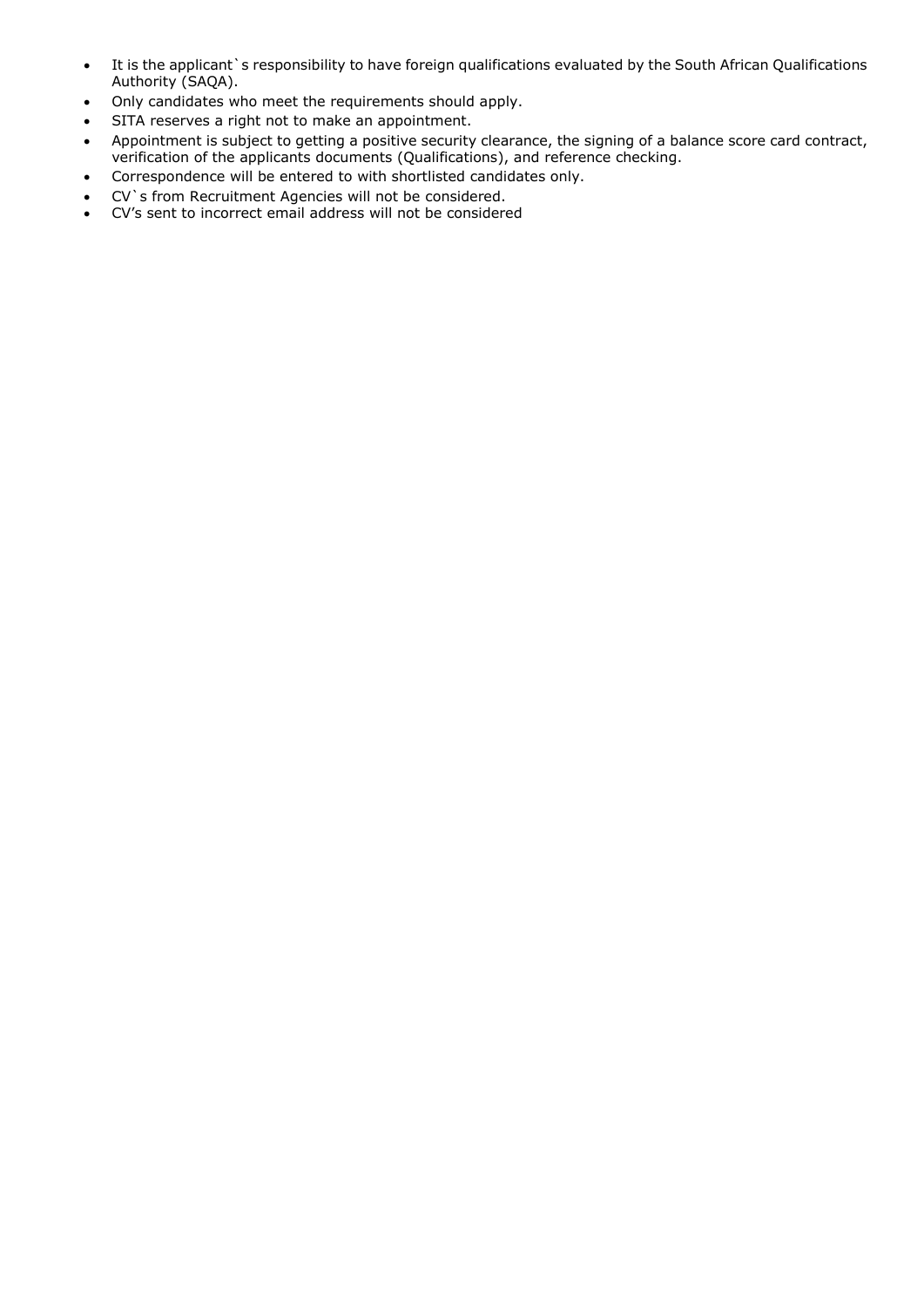- It is the applicant`s responsibility to have foreign qualifications evaluated by the South African Qualifications Authority (SAQA).
- Only candidates who meet the requirements should apply.
- SITA reserves a right not to make an appointment.
- Appointment is subject to getting a positive security clearance, the signing of a balance score card contract, verification of the applicants documents (Qualifications), and reference checking.
- Correspondence will be entered to with shortlisted candidates only.
- CV`s from Recruitment Agencies will not be considered.
- CV's sent to incorrect email address will not be considered